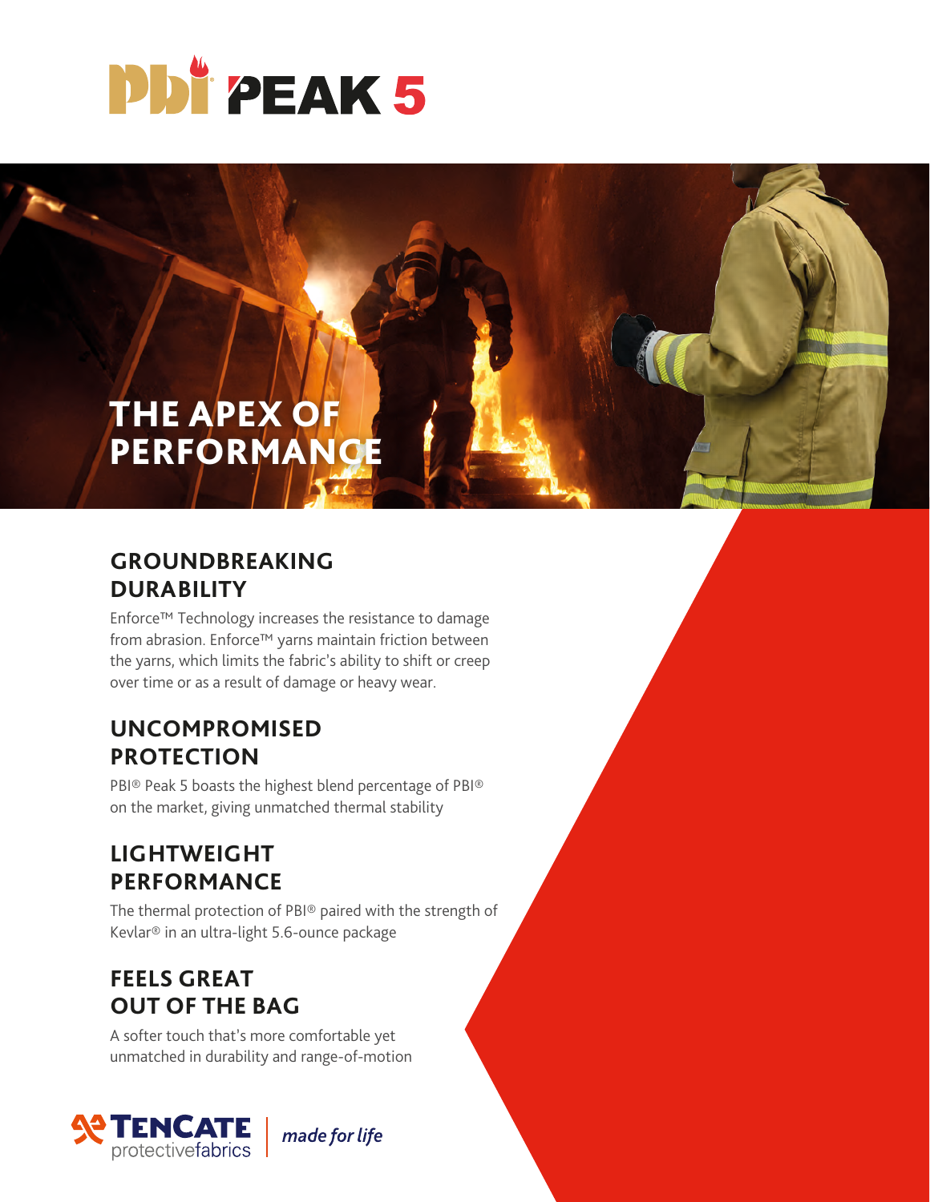# PBI PEAK 5

## THE APEX OF PERFORMANCE

### GROUNDBREAKING DURABILITY

Enforce™ Technology increases the resistance to damage from abrasion. Enforce™ yarns maintain friction between the yarns, which limits the fabric's ability to shift or creep over time or as a result of damage or heavy wear.

### UNCOMPROMISED PROTECTION

PBI® Peak 5 boasts the highest blend percentage of PBI® on the market, giving unmatched thermal stability

### LIGHTWEIGHT PERFORMANCE

The thermal protection of PBI® paired with the strength of Kevlar® in an ultra-light 5.6-ounce package

### FEELS GREAT OUT OF THE BAG

A softer touch that's more comfortable yet unmatched in durability and range-of-motion

TENCATE protectivefabrics | *made for life*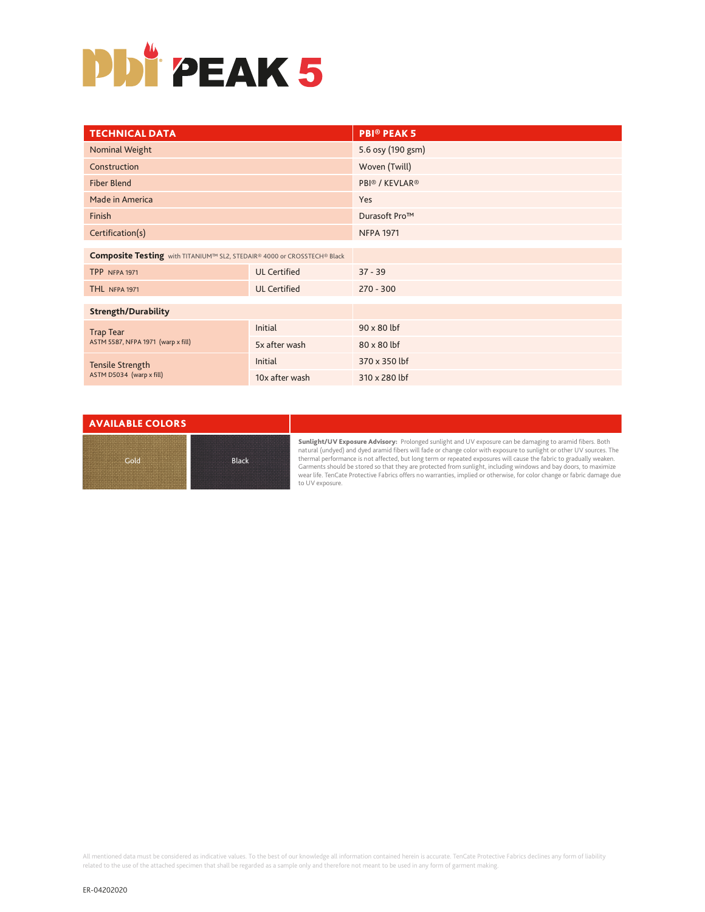# PBI® PEAK 5

| TECHNICAL DATA | | PBI® PEAK 5 |
|---|---|---|
| Nominal Weight | | 5.6 osy (190 gsm) |
| Construction | | Woven (Twill) |
| Fiber Blend | | PBI® / KEVLAR® |
| Made in America | | Yes |
| Finish | | Durasoft Pro™ |
| Certification(s) | | NFPA 1971 |
| **Composite Testing** with TITANIUM™ SL2, STEDAIR® 4000 or CROSSTECH® Black | | |
| TPP NFPA 1971 | UL Certified | 37 - 39 |
| THL NFPA 1971 | UL Certified | 270 - 300 |
| **Strength/Durability** | | |
| Trap Tear ASTM 5587, NFPA 1971 (warp x fill) | Initial | 90 x 80 lbf |
| | 5x after wash | 80 x 80 lbf |
| Tensile Strength ASTM D5034 (warp x fill) | Initial | 370 x 350 lbf |
| | 10x after wash | 310 x 280 lbf |

## AVAILABLE COLORS

Gold

Black

**Sunlight/UV Exposure Advisory:** Prolonged sunlight and UV exposure can be damaging to aramid fibers. Both natural (undyed) and dyed aramid fibers will fade or change color with exposure to sunlight or other UV sources. The thermal performance is not affected, but long term or repeated exposures will cause the fabric to gradually weaken. Garments should be stored so that they are protected from sunlight, including windows and bay doors, to maximize wear life. TenCate Protective Fabrics offers no warranties, implied or otherwise, for color change or fabric damage due to UV exposure.

All mentioned data must be considered as indicative values. To the best of our knowledge all information contained herein is accurate. TenCate Protective Fabrics declines any form of liability related to the use of the attached specimen that shall be regarded as a sample only and therefore not meant to be used in any form of garment making.

ER-04202020